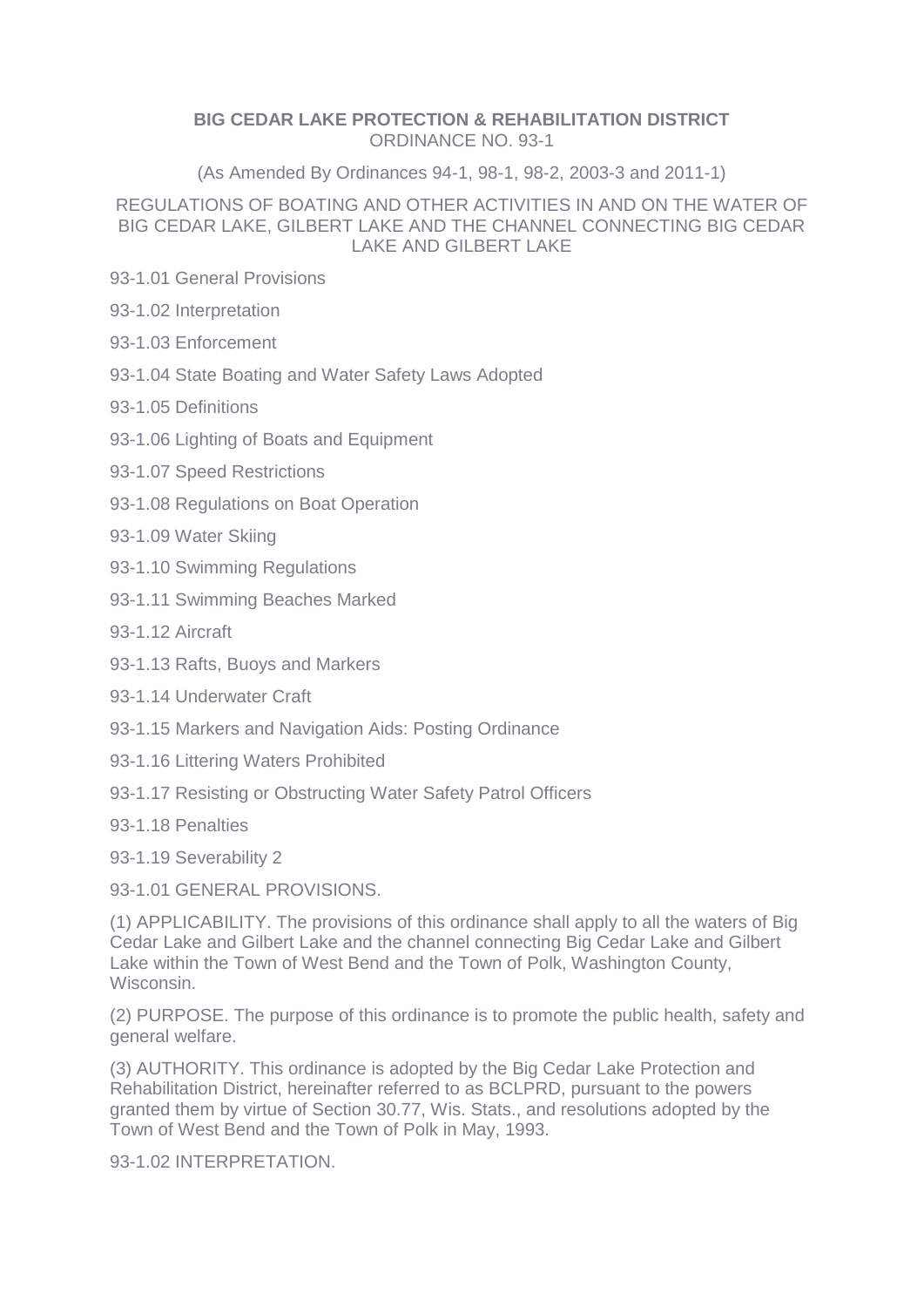**BIG CEDAR LAKE PROTECTION & REHABILITATION DISTRICT**
ORDINANCE NO. 93-1

(As Amended By Ordinances 94-1, 98-1, 98-2, 2003-3 and 2011-1)

REGULATIONS OF BOATING AND OTHER ACTIVITIES IN AND ON THE WATER OF BIG CEDAR LAKE, GILBERT LAKE AND THE CHANNEL CONNECTING BIG CEDAR LAKE AND GILBERT LAKE

93-1.01 General Provisions

93-1.02 Interpretation

93-1.03 Enforcement

93-1.04 State Boating and Water Safety Laws Adopted

93-1.05 Definitions

93-1.06 Lighting of Boats and Equipment

93-1.07 Speed Restrictions

93-1.08 Regulations on Boat Operation

93-1.09 Water Skiing

93-1.10 Swimming Regulations

93-1.11 Swimming Beaches Marked

93-1.12 Aircraft

93-1.13 Rafts, Buoys and Markers

93-1.14 Underwater Craft

93-1.15 Markers and Navigation Aids: Posting Ordinance

93-1.16 Littering Waters Prohibited

93-1.17 Resisting or Obstructing Water Safety Patrol Officers

93-1.18 Penalties

93-1.19 Severability 2

93-1.01 GENERAL PROVISIONS.

(1) APPLICABILITY. The provisions of this ordinance shall apply to all the waters of Big Cedar Lake and Gilbert Lake and the channel connecting Big Cedar Lake and Gilbert Lake within the Town of West Bend and the Town of Polk, Washington County, Wisconsin.

(2) PURPOSE. The purpose of this ordinance is to promote the public health, safety and general welfare.

(3) AUTHORITY. This ordinance is adopted by the Big Cedar Lake Protection and Rehabilitation District, hereinafter referred to as BCLPRD, pursuant to the powers granted them by virtue of Section 30.77, Wis. Stats., and resolutions adopted by the Town of West Bend and the Town of Polk in May, 1993.

93-1.02 INTERPRETATION.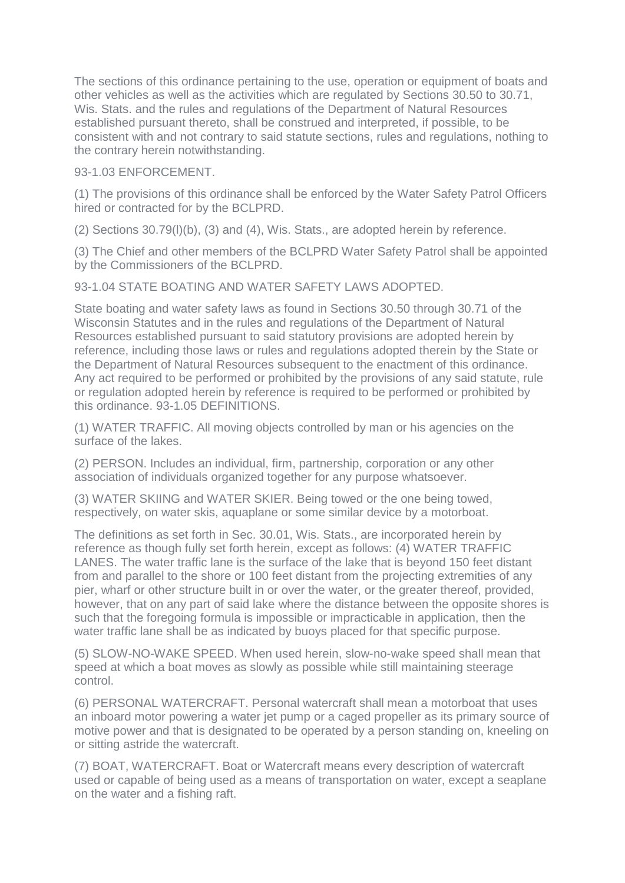The sections of this ordinance pertaining to the use, operation or equipment of boats and other vehicles as well as the activities which are regulated by Sections 30.50 to 30.71, Wis. Stats. and the rules and regulations of the Department of Natural Resources established pursuant thereto, shall be construed and interpreted, if possible, to be consistent with and not contrary to said statute sections, rules and regulations, nothing to the contrary herein notwithstanding.

93-1.03 ENFORCEMENT.

(1) The provisions of this ordinance shall be enforced by the Water Safety Patrol Officers hired or contracted for by the BCLPRD.

(2) Sections 30.79(l)(b), (3) and (4), Wis. Stats., are adopted herein by reference.

(3) The Chief and other members of the BCLPRD Water Safety Patrol shall be appointed by the Commissioners of the BCLPRD.

93-1.04 STATE BOATING AND WATER SAFETY LAWS ADOPTED.

State boating and water safety laws as found in Sections 30.50 through 30.71 of the Wisconsin Statutes and in the rules and regulations of the Department of Natural Resources established pursuant to said statutory provisions are adopted herein by reference, including those laws or rules and regulations adopted therein by the State or the Department of Natural Resources subsequent to the enactment of this ordinance. Any act required to be performed or prohibited by the provisions of any said statute, rule or regulation adopted herein by reference is required to be performed or prohibited by this ordinance. 93-1.05 DEFINITIONS.

(1) WATER TRAFFIC. All moving objects controlled by man or his agencies on the surface of the lakes.

(2) PERSON. Includes an individual, firm, partnership, corporation or any other association of individuals organized together for any purpose whatsoever.

(3) WATER SKIING and WATER SKIER. Being towed or the one being towed, respectively, on water skis, aquaplane or some similar device by a motorboat.

The definitions as set forth in Sec. 30.01, Wis. Stats., are incorporated herein by reference as though fully set forth herein, except as follows: (4) WATER TRAFFIC LANES. The water traffic lane is the surface of the lake that is beyond 150 feet distant from and parallel to the shore or 100 feet distant from the projecting extremities of any pier, wharf or other structure built in or over the water, or the greater thereof, provided, however, that on any part of said lake where the distance between the opposite shores is such that the foregoing formula is impossible or impracticable in application, then the water traffic lane shall be as indicated by buoys placed for that specific purpose.

(5) SLOW-NO-WAKE SPEED. When used herein, slow-no-wake speed shall mean that speed at which a boat moves as slowly as possible while still maintaining steerage control.

(6) PERSONAL WATERCRAFT. Personal watercraft shall mean a motorboat that uses an inboard motor powering a water jet pump or a caged propeller as its primary source of motive power and that is designated to be operated by a person standing on, kneeling on or sitting astride the watercraft.

(7) BOAT, WATERCRAFT. Boat or Watercraft means every description of watercraft used or capable of being used as a means of transportation on water, except a seaplane on the water and a fishing raft.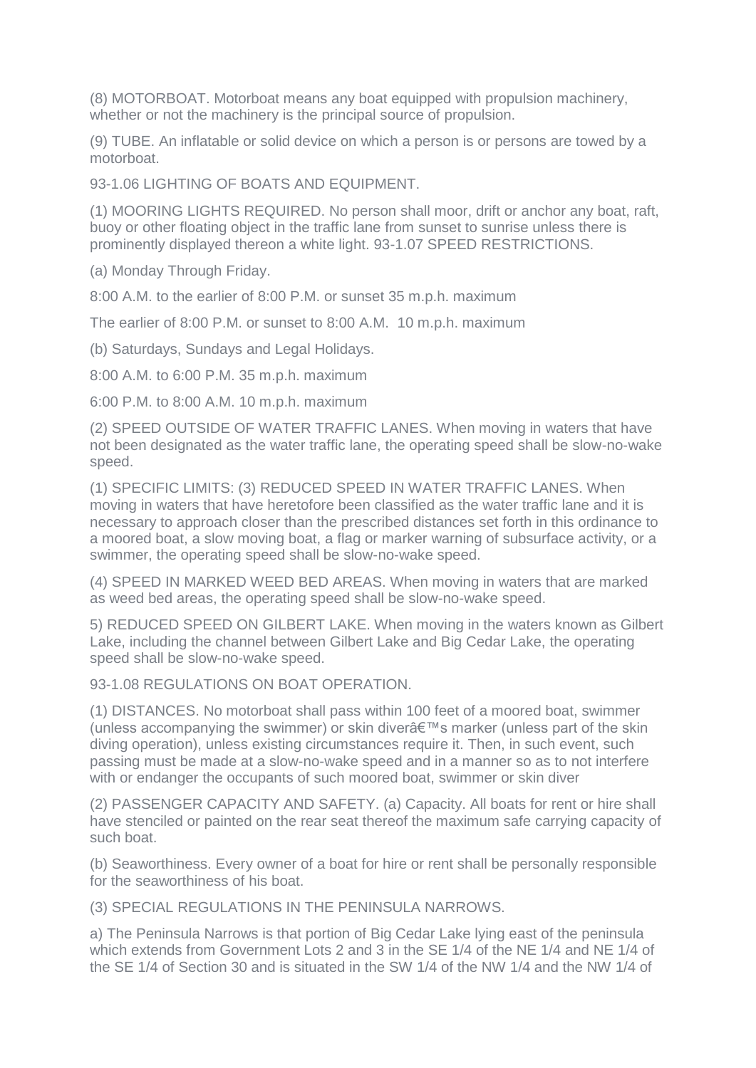(8) MOTORBOAT. Motorboat means any boat equipped with propulsion machinery, whether or not the machinery is the principal source of propulsion.

(9) TUBE. An inflatable or solid device on which a person is or persons are towed by a motorboat.

93-1.06 LIGHTING OF BOATS AND EQUIPMENT.

(1) MOORING LIGHTS REQUIRED. No person shall moor, drift or anchor any boat, raft, buoy or other floating object in the traffic lane from sunset to sunrise unless there is prominently displayed thereon a white light. 93-1.07 SPEED RESTRICTIONS.

(a) Monday Through Friday.

8:00 A.M. to the earlier of 8:00 P.M. or sunset 35 m.p.h. maximum

The earlier of 8:00 P.M. or sunset to 8:00 A.M.  10 m.p.h. maximum

(b) Saturdays, Sundays and Legal Holidays.

8:00 A.M. to 6:00 P.M. 35 m.p.h. maximum

6:00 P.M. to 8:00 A.M. 10 m.p.h. maximum

(2) SPEED OUTSIDE OF WATER TRAFFIC LANES. When moving in waters that have not been designated as the water traffic lane, the operating speed shall be slow-no-wake speed.

(1) SPECIFIC LIMITS: (3) REDUCED SPEED IN WATER TRAFFIC LANES. When moving in waters that have heretofore been classified as the water traffic lane and it is necessary to approach closer than the prescribed distances set forth in this ordinance to a moored boat, a slow moving boat, a flag or marker warning of subsurface activity, or a swimmer, the operating speed shall be slow-no-wake speed.

(4) SPEED IN MARKED WEED BED AREAS. When moving in waters that are marked as weed bed areas, the operating speed shall be slow-no-wake speed.

5) REDUCED SPEED ON GILBERT LAKE. When moving in the waters known as Gilbert Lake, including the channel between Gilbert Lake and Big Cedar Lake, the operating speed shall be slow-no-wake speed.

93-1.08 REGULATIONS ON BOAT OPERATION.

(1) DISTANCES. No motorboat shall pass within 100 feet of a moored boat, swimmer (unless accompanying the swimmer) or skin diverâ€™s marker (unless part of the skin diving operation), unless existing circumstances require it. Then, in such event, such passing must be made at a slow-no-wake speed and in a manner so as to not interfere with or endanger the occupants of such moored boat, swimmer or skin diver

(2) PASSENGER CAPACITY AND SAFETY. (a) Capacity. All boats for rent or hire shall have stenciled or painted on the rear seat thereof the maximum safe carrying capacity of such boat.

(b) Seaworthiness. Every owner of a boat for hire or rent shall be personally responsible for the seaworthiness of his boat.

(3) SPECIAL REGULATIONS IN THE PENINSULA NARROWS.

a) The Peninsula Narrows is that portion of Big Cedar Lake lying east of the peninsula which extends from Government Lots 2 and 3 in the SE 1/4 of the NE 1/4 and NE 1/4 of the SE 1/4 of Section 30 and is situated in the SW 1/4 of the NW 1/4 and the NW 1/4 of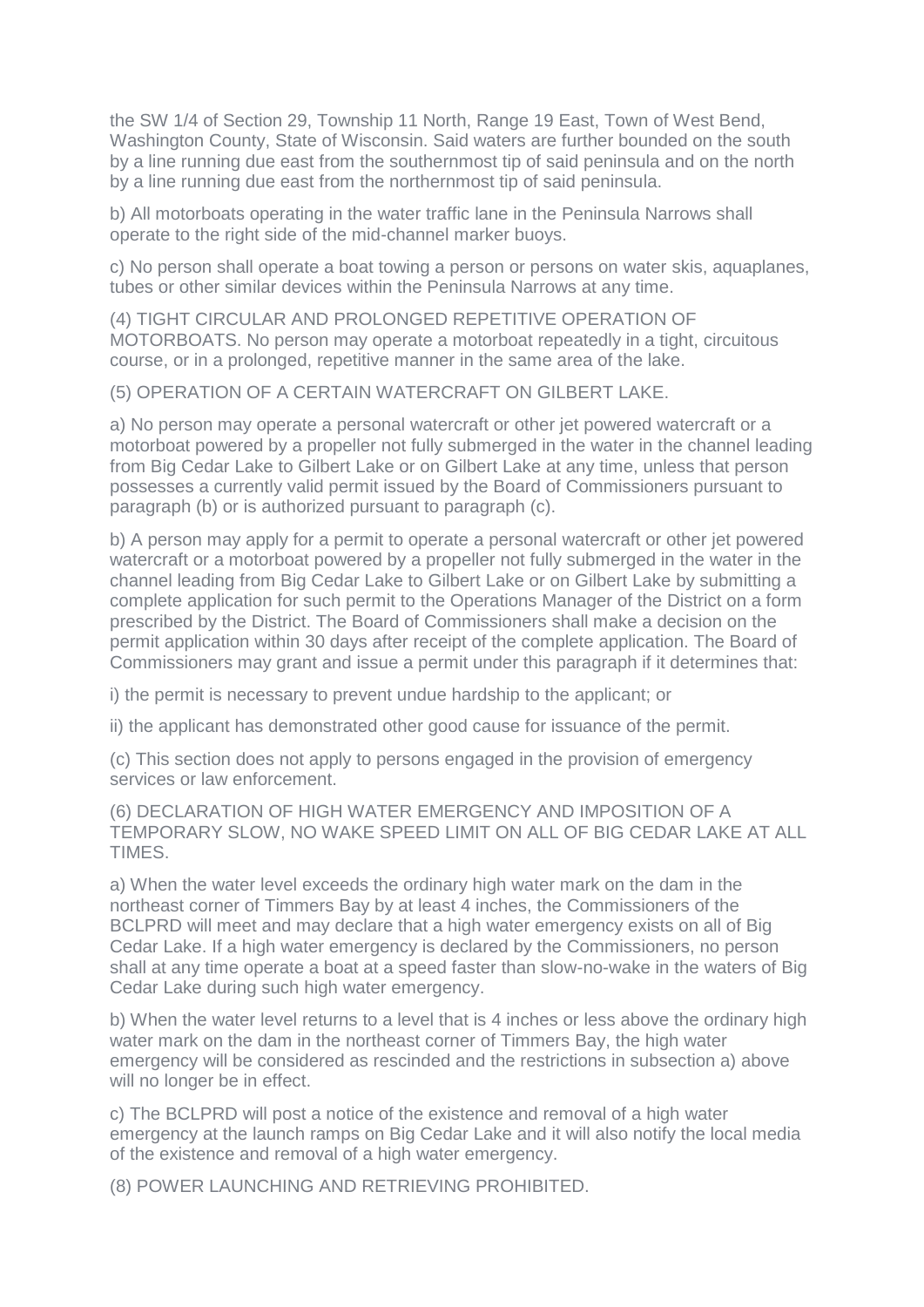the SW 1/4 of Section 29, Township 11 North, Range 19 East, Town of West Bend, Washington County, State of Wisconsin. Said waters are further bounded on the south by a line running due east from the southernmost tip of said peninsula and on the north by a line running due east from the northernmost tip of said peninsula.

b) All motorboats operating in the water traffic lane in the Peninsula Narrows shall operate to the right side of the mid-channel marker buoys.

c) No person shall operate a boat towing a person or persons on water skis, aquaplanes, tubes or other similar devices within the Peninsula Narrows at any time.

(4) TIGHT CIRCULAR AND PROLONGED REPETITIVE OPERATION OF MOTORBOATS. No person may operate a motorboat repeatedly in a tight, circuitous course, or in a prolonged, repetitive manner in the same area of the lake.

(5) OPERATION OF A CERTAIN WATERCRAFT ON GILBERT LAKE.

a) No person may operate a personal watercraft or other jet powered watercraft or a motorboat powered by a propeller not fully submerged in the water in the channel leading from Big Cedar Lake to Gilbert Lake or on Gilbert Lake at any time, unless that person possesses a currently valid permit issued by the Board of Commissioners pursuant to paragraph (b) or is authorized pursuant to paragraph (c).

b) A person may apply for a permit to operate a personal watercraft or other jet powered watercraft or a motorboat powered by a propeller not fully submerged in the water in the channel leading from Big Cedar Lake to Gilbert Lake or on Gilbert Lake by submitting a complete application for such permit to the Operations Manager of the District on a form prescribed by the District. The Board of Commissioners shall make a decision on the permit application within 30 days after receipt of the complete application. The Board of Commissioners may grant and issue a permit under this paragraph if it determines that:

i) the permit is necessary to prevent undue hardship to the applicant; or

ii) the applicant has demonstrated other good cause for issuance of the permit.

(c) This section does not apply to persons engaged in the provision of emergency services or law enforcement.

(6) DECLARATION OF HIGH WATER EMERGENCY AND IMPOSITION OF A TEMPORARY SLOW, NO WAKE SPEED LIMIT ON ALL OF BIG CEDAR LAKE AT ALL TIMES.

a) When the water level exceeds the ordinary high water mark on the dam in the northeast corner of Timmers Bay by at least 4 inches, the Commissioners of the BCLPRD will meet and may declare that a high water emergency exists on all of Big Cedar Lake. If a high water emergency is declared by the Commissioners, no person shall at any time operate a boat at a speed faster than slow-no-wake in the waters of Big Cedar Lake during such high water emergency.

b) When the water level returns to a level that is 4 inches or less above the ordinary high water mark on the dam in the northeast corner of Timmers Bay, the high water emergency will be considered as rescinded and the restrictions in subsection a) above will no longer be in effect.

c) The BCLPRD will post a notice of the existence and removal of a high water emergency at the launch ramps on Big Cedar Lake and it will also notify the local media of the existence and removal of a high water emergency.

(8) POWER LAUNCHING AND RETRIEVING PROHIBITED.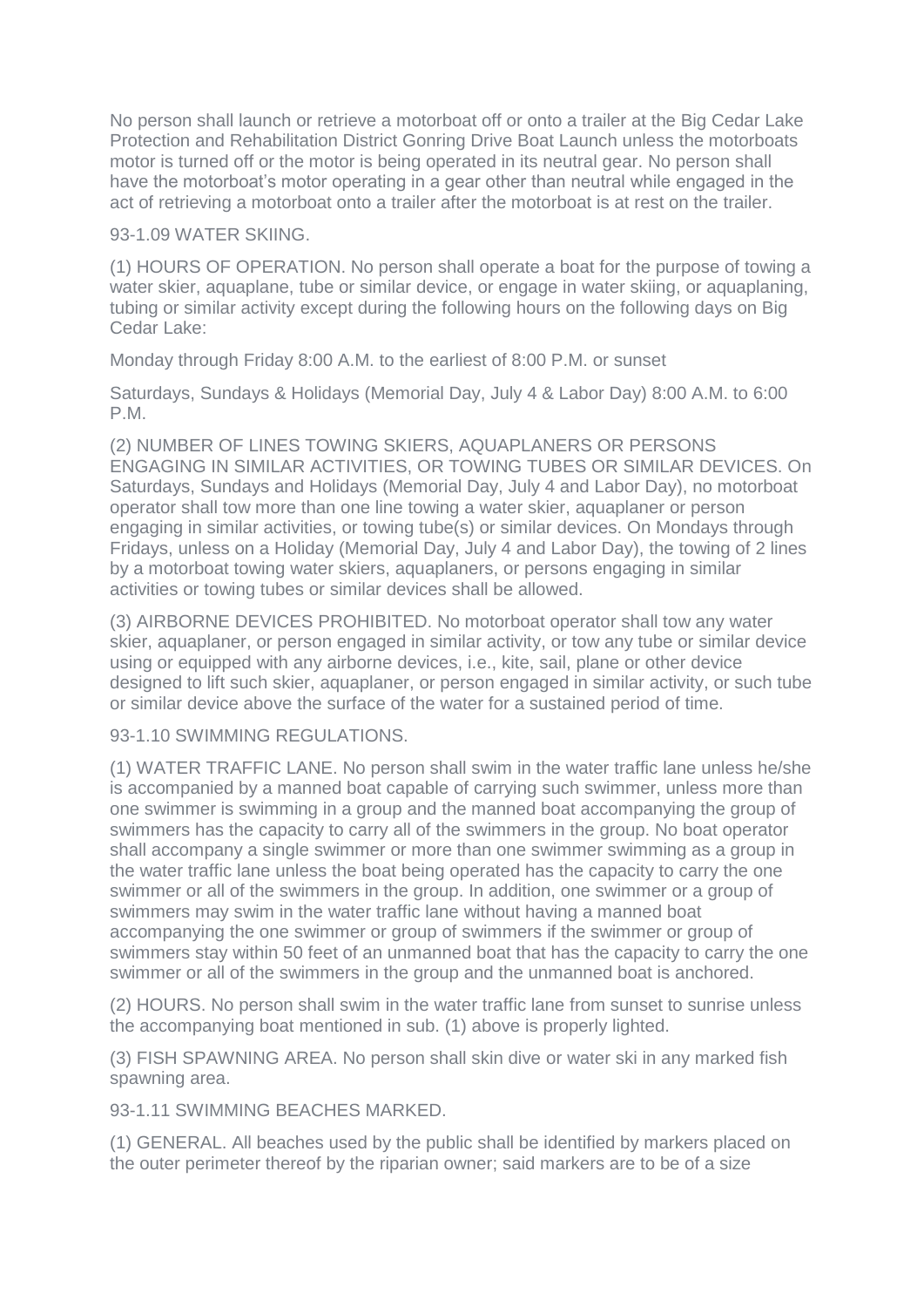No person shall launch or retrieve a motorboat off or onto a trailer at the Big Cedar Lake Protection and Rehabilitation District Gonring Drive Boat Launch unless the motorboats motor is turned off or the motor is being operated in its neutral gear. No person shall have the motorboat's motor operating in a gear other than neutral while engaged in the act of retrieving a motorboat onto a trailer after the motorboat is at rest on the trailer.

93-1.09 WATER SKIING.

(1) HOURS OF OPERATION. No person shall operate a boat for the purpose of towing a water skier, aquaplane, tube or similar device, or engage in water skiing, or aquaplaning, tubing or similar activity except during the following hours on the following days on Big Cedar Lake:

Monday through Friday 8:00 A.M. to the earliest of 8:00 P.M. or sunset

Saturdays, Sundays & Holidays (Memorial Day, July 4 & Labor Day) 8:00 A.M. to 6:00 P.M.

(2) NUMBER OF LINES TOWING SKIERS, AQUAPLANERS OR PERSONS ENGAGING IN SIMILAR ACTIVITIES, OR TOWING TUBES OR SIMILAR DEVICES. On Saturdays, Sundays and Holidays (Memorial Day, July 4 and Labor Day), no motorboat operator shall tow more than one line towing a water skier, aquaplaner or person engaging in similar activities, or towing tube(s) or similar devices. On Mondays through Fridays, unless on a Holiday (Memorial Day, July 4 and Labor Day), the towing of 2 lines by a motorboat towing water skiers, aquaplaners, or persons engaging in similar activities or towing tubes or similar devices shall be allowed.

(3) AIRBORNE DEVICES PROHIBITED. No motorboat operator shall tow any water skier, aquaplaner, or person engaged in similar activity, or tow any tube or similar device using or equipped with any airborne devices, i.e., kite, sail, plane or other device designed to lift such skier, aquaplaner, or person engaged in similar activity, or such tube or similar device above the surface of the water for a sustained period of time.

93-1.10 SWIMMING REGULATIONS.

(1) WATER TRAFFIC LANE. No person shall swim in the water traffic lane unless he/she is accompanied by a manned boat capable of carrying such swimmer, unless more than one swimmer is swimming in a group and the manned boat accompanying the group of swimmers has the capacity to carry all of the swimmers in the group. No boat operator shall accompany a single swimmer or more than one swimmer swimming as a group in the water traffic lane unless the boat being operated has the capacity to carry the one swimmer or all of the swimmers in the group. In addition, one swimmer or a group of swimmers may swim in the water traffic lane without having a manned boat accompanying the one swimmer or group of swimmers if the swimmer or group of swimmers stay within 50 feet of an unmanned boat that has the capacity to carry the one swimmer or all of the swimmers in the group and the unmanned boat is anchored.

(2) HOURS. No person shall swim in the water traffic lane from sunset to sunrise unless the accompanying boat mentioned in sub. (1) above is properly lighted.

(3) FISH SPAWNING AREA. No person shall skin dive or water ski in any marked fish spawning area.

93-1.11 SWIMMING BEACHES MARKED.

(1) GENERAL. All beaches used by the public shall be identified by markers placed on the outer perimeter thereof by the riparian owner; said markers are to be of a size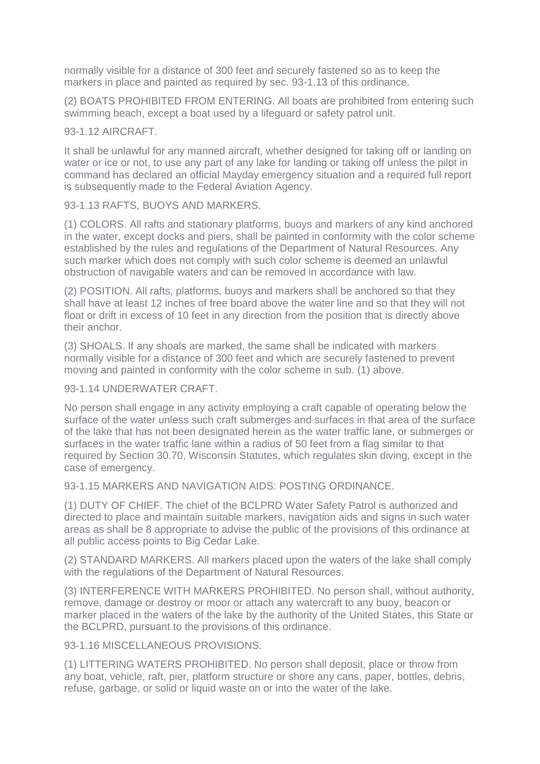normally visible for a distance of 300 feet and securely fastened so as to keep the markers in place and painted as required by sec. 93-1.13 of this ordinance.

(2) BOATS PROHIBITED FROM ENTERING. All boats are prohibited from entering such swimming beach, except a boat used by a lifeguard or safety patrol unit.

93-1.12 AIRCRAFT.

It shall be unlawful for any manned aircraft, whether designed for taking off or landing on water or ice or not, to use any part of any lake for landing or taking off unless the pilot in command has declared an official Mayday emergency situation and a required full report is subsequently made to the Federal Aviation Agency.

93-1.13 RAFTS, BUOYS AND MARKERS.

(1) COLORS. All rafts and stationary platforms, buoys and markers of any kind anchored in the water, except docks and piers, shall be painted in conformity with the color scheme established by the rules and regulations of the Department of Natural Resources. Any such marker which does not comply with such color scheme is deemed an unlawful obstruction of navigable waters and can be removed in accordance with law.

(2) POSITION. All rafts, platforms, buoys and markers shall be anchored so that they shall have at least 12 inches of free board above the water line and so that they will not float or drift in excess of 10 feet in any direction from the position that is directly above their anchor.

(3) SHOALS. If any shoals are marked, the same shall be indicated with markers normally visible for a distance of 300 feet and which are securely fastened to prevent moving and painted in conformity with the color scheme in sub. (1) above.

93-1.14 UNDERWATER CRAFT.

No person shall engage in any activity employing a craft capable of operating below the surface of the water unless such craft submerges and surfaces in that area of the surface of the lake that has not been designated herein as the water traffic lane, or submerges or surfaces in the water traffic lane within a radius of 50 feet from a flag similar to that required by Section 30.70, Wisconsin Statutes, which regulates skin diving, except in the case of emergency.

93-1.15 MARKERS AND NAVIGATION AIDS: POSTING ORDINANCE.

(1) DUTY OF CHIEF. The chief of the BCLPRD Water Safety Patrol is authorized and directed to place and maintain suitable markers, navigation aids and signs in such water areas as shall be 8 appropriate to advise the public of the provisions of this ordinance at all public access points to Big Cedar Lake.

(2) STANDARD MARKERS. All markers placed upon the waters of the lake shall comply with the regulations of the Department of Natural Resources.

(3) INTERFERENCE WITH MARKERS PROHIBITED. No person shall, without authority, remove, damage or destroy or moor or attach any watercraft to any buoy, beacon or marker placed in the waters of the lake by the authority of the United States, this State or the BCLPRD, pursuant to the provisions of this ordinance.

93-1.16 MISCELLANEOUS PROVISIONS.

(1) LITTERING WATERS PROHIBITED. No person shall deposit, place or throw from any boat, vehicle, raft, pier, platform structure or shore any cans, paper, bottles, debris, refuse, garbage, or solid or liquid waste on or into the water of the lake.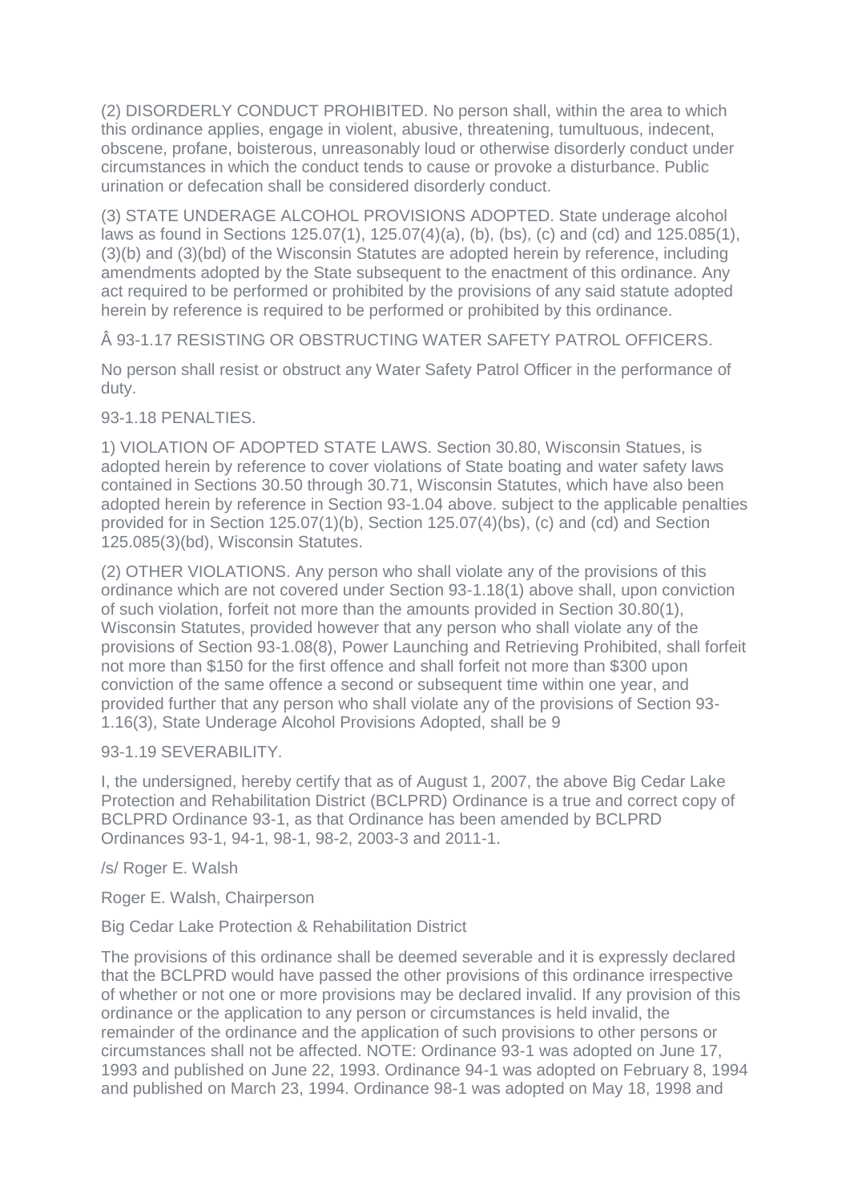(2) DISORDERLY CONDUCT PROHIBITED. No person shall, within the area to which this ordinance applies, engage in violent, abusive, threatening, tumultuous, indecent, obscene, profane, boisterous, unreasonably loud or otherwise disorderly conduct under circumstances in which the conduct tends to cause or provoke a disturbance. Public urination or defecation shall be considered disorderly conduct.

(3) STATE UNDERAGE ALCOHOL PROVISIONS ADOPTED. State underage alcohol laws as found in Sections 125.07(1), 125.07(4)(a), (b), (bs), (c) and (cd) and 125.085(1), (3)(b) and (3)(bd) of the Wisconsin Statutes are adopted herein by reference, including amendments adopted by the State subsequent to the enactment of this ordinance. Any act required to be performed or prohibited by the provisions of any said statute adopted herein by reference is required to be performed or prohibited by this ordinance.

Â 93-1.17 RESISTING OR OBSTRUCTING WATER SAFETY PATROL OFFICERS.

No person shall resist or obstruct any Water Safety Patrol Officer in the performance of duty.

93-1.18 PENALTIES.

1) VIOLATION OF ADOPTED STATE LAWS. Section 30.80, Wisconsin Statues, is adopted herein by reference to cover violations of State boating and water safety laws contained in Sections 30.50 through 30.71, Wisconsin Statutes, which have also been adopted herein by reference in Section 93-1.04 above. subject to the applicable penalties provided for in Section 125.07(1)(b), Section 125.07(4)(bs), (c) and (cd) and Section 125.085(3)(bd), Wisconsin Statutes.

(2) OTHER VIOLATIONS. Any person who shall violate any of the provisions of this ordinance which are not covered under Section 93-1.18(1) above shall, upon conviction of such violation, forfeit not more than the amounts provided in Section 30.80(1), Wisconsin Statutes, provided however that any person who shall violate any of the provisions of Section 93-1.08(8), Power Launching and Retrieving Prohibited, shall forfeit not more than $150 for the first offence and shall forfeit not more than $300 upon conviction of the same offence a second or subsequent time within one year, and provided further that any person who shall violate any of the provisions of Section 93-1.16(3), State Underage Alcohol Provisions Adopted, shall be 9

93-1.19 SEVERABILITY.

I, the undersigned, hereby certify that as of August 1, 2007, the above Big Cedar Lake Protection and Rehabilitation District (BCLPRD) Ordinance is a true and correct copy of BCLPRD Ordinance 93-1, as that Ordinance has been amended by BCLPRD Ordinances 93-1, 94-1, 98-1, 98-2, 2003-3 and 2011-1.

/s/ Roger E. Walsh

Roger E. Walsh, Chairperson

Big Cedar Lake Protection & Rehabilitation District

The provisions of this ordinance shall be deemed severable and it is expressly declared that the BCLPRD would have passed the other provisions of this ordinance irrespective of whether or not one or more provisions may be declared invalid. If any provision of this ordinance or the application to any person or circumstances is held invalid, the remainder of the ordinance and the application of such provisions to other persons or circumstances shall not be affected. NOTE: Ordinance 93-1 was adopted on June 17, 1993 and published on June 22, 1993. Ordinance 94-1 was adopted on February 8, 1994 and published on March 23, 1994. Ordinance 98-1 was adopted on May 18, 1998 and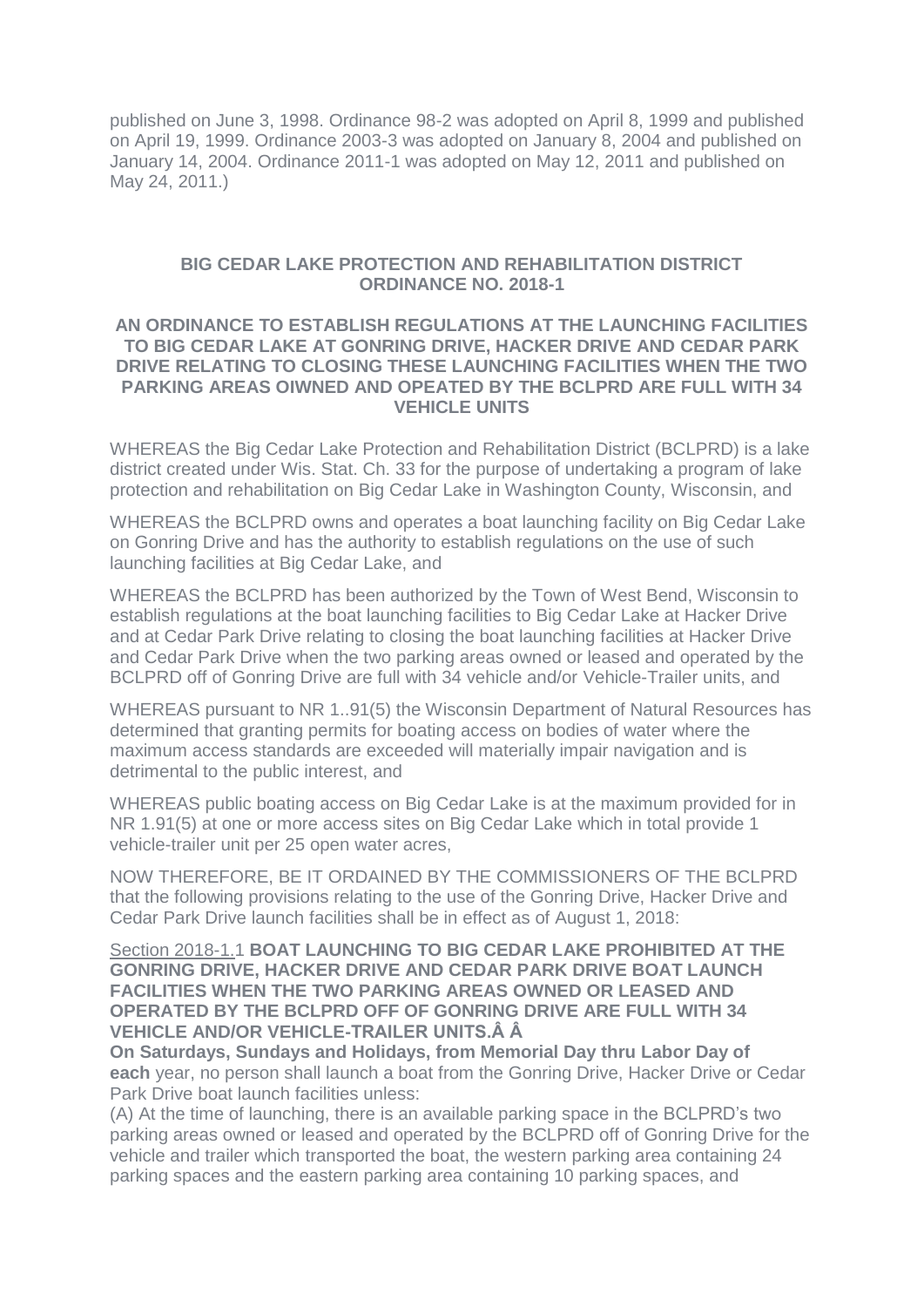published on June 3, 1998. Ordinance 98-2 was adopted on April 8, 1999 and published on April 19, 1999. Ordinance 2003-3 was adopted on January 8, 2004 and published on January 14, 2004. Ordinance 2011-1 was adopted on May 12, 2011 and published on May 24, 2011.)

**BIG CEDAR LAKE PROTECTION AND REHABILITATION DISTRICT ORDINANCE NO. 2018-1**

**AN ORDINANCE TO ESTABLISH REGULATIONS AT THE LAUNCHING FACILITIES TO BIG CEDAR LAKE AT GONRING DRIVE, HACKER DRIVE AND CEDAR PARK DRIVE RELATING TO CLOSING THESE LAUNCHING FACILITIES WHEN THE TWO PARKING AREAS OIWNED AND OPEATED BY THE BCLPRD ARE FULL WITH 34 VEHICLE UNITS**

WHEREAS the Big Cedar Lake Protection and Rehabilitation District (BCLPRD) is a lake district created under Wis. Stat. Ch. 33 for the purpose of undertaking a program of lake protection and rehabilitation on Big Cedar Lake in Washington County, Wisconsin, and

WHEREAS the BCLPRD owns and operates a boat launching facility on Big Cedar Lake on Gonring Drive and has the authority to establish regulations on the use of such launching facilities at Big Cedar Lake, and

WHEREAS the BCLPRD has been authorized by the Town of West Bend, Wisconsin to establish regulations at the boat launching facilities to Big Cedar Lake at Hacker Drive and at Cedar Park Drive relating to closing the boat launching facilities at Hacker Drive and Cedar Park Drive when the two parking areas owned or leased and operated by the BCLPRD off of Gonring Drive are full with 34 vehicle and/or Vehicle-Trailer units, and

WHEREAS pursuant to NR 1..91(5) the Wisconsin Department of Natural Resources has determined that granting permits for boating access on bodies of water where the maximum access standards are exceeded will materially impair navigation and is detrimental to the public interest, and

WHEREAS public boating access on Big Cedar Lake is at the maximum provided for in NR 1.91(5) at one or more access sites on Big Cedar Lake which in total provide 1 vehicle-trailer unit per 25 open water acres,

NOW THEREFORE, BE IT ORDAINED BY THE COMMISSIONERS OF THE BCLPRD that the following provisions relating to the use of the Gonring Drive, Hacker Drive and Cedar Park Drive launch facilities shall be in effect as of August 1, 2018:

Section 2018-1.1 **BOAT LAUNCHING TO BIG CEDAR LAKE PROHIBITED AT THE GONRING DRIVE, HACKER DRIVE AND CEDAR PARK DRIVE BOAT LAUNCH FACILITIES WHEN THE TWO PARKING AREAS OWNED OR LEASED AND OPERATED BY THE BCLPRD OFF OF GONRING DRIVE ARE FULL WITH 34 VEHICLE AND/OR VEHICLE-TRAILER UNITS.Â Â**

**On Saturdays, Sundays and Holidays, from Memorial Day thru Labor Day of each** year, no person shall launch a boat from the Gonring Drive, Hacker Drive or Cedar Park Drive boat launch facilities unless:

(A) At the time of launching, there is an available parking space in the BCLPRD's two parking areas owned or leased and operated by the BCLPRD off of Gonring Drive for the vehicle and trailer which transported the boat, the western parking area containing 24 parking spaces and the eastern parking area containing 10 parking spaces, and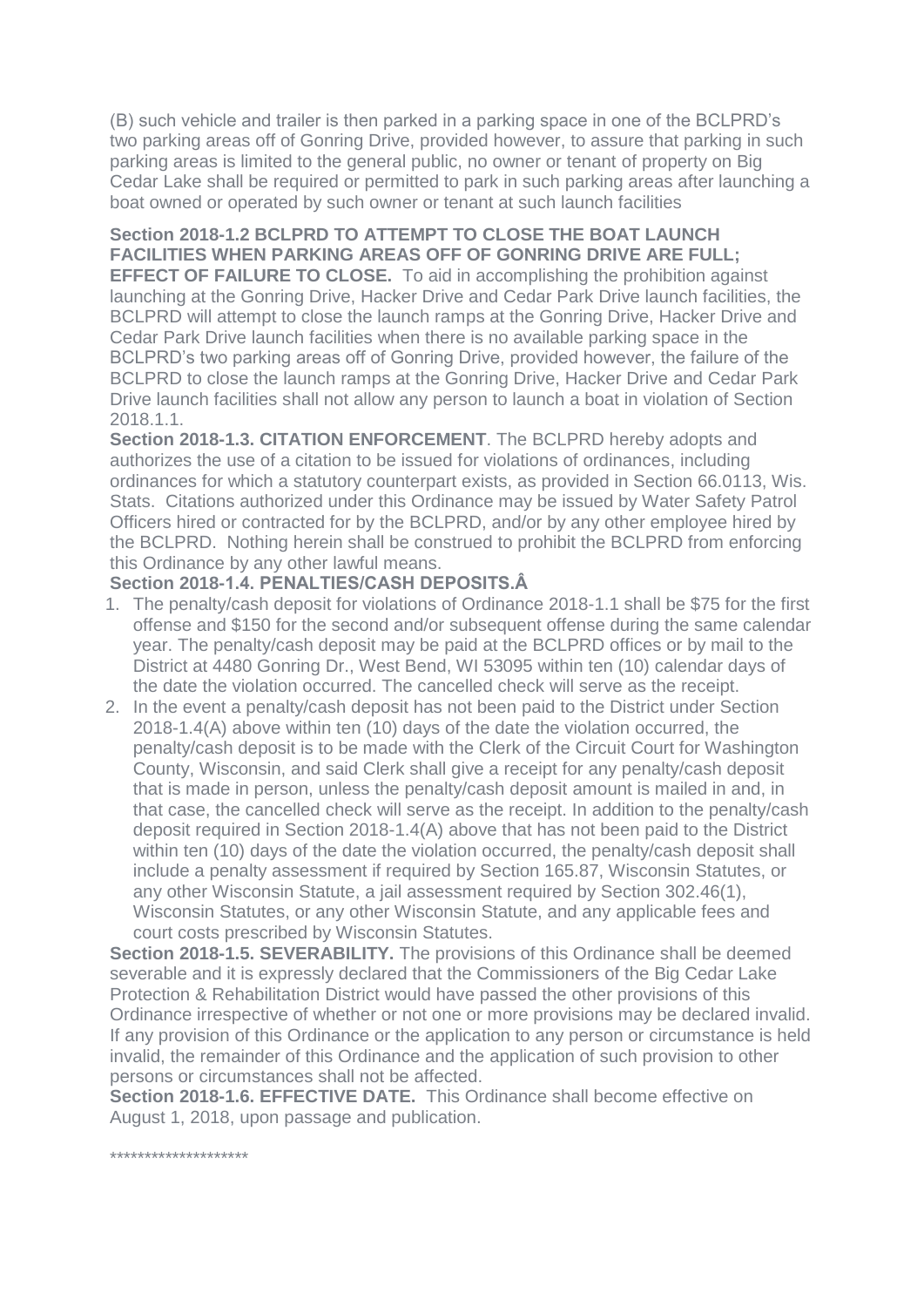(B) such vehicle and trailer is then parked in a parking space in one of the BCLPRD's two parking areas off of Gonring Drive, provided however, to assure that parking in such parking areas is limited to the general public, no owner or tenant of property on Big Cedar Lake shall be required or permitted to park in such parking areas after launching a boat owned or operated by such owner or tenant at such launch facilities

**Section 2018-1.2 BCLPRD TO ATTEMPT TO CLOSE THE BOAT LAUNCH FACILITIES WHEN PARKING AREAS OFF OF GONRING DRIVE ARE FULL; EFFECT OF FAILURE TO CLOSE.** To aid in accomplishing the prohibition against launching at the Gonring Drive, Hacker Drive and Cedar Park Drive launch facilities, the BCLPRD will attempt to close the launch ramps at the Gonring Drive, Hacker Drive and Cedar Park Drive launch facilities when there is no available parking space in the BCLPRD's two parking areas off of Gonring Drive, provided however, the failure of the BCLPRD to close the launch ramps at the Gonring Drive, Hacker Drive and Cedar Park Drive launch facilities shall not allow any person to launch a boat in violation of Section 2018.1.1.

**Section 2018-1.3. CITATION ENFORCEMENT**. The BCLPRD hereby adopts and authorizes the use of a citation to be issued for violations of ordinances, including ordinances for which a statutory counterpart exists, as provided in Section 66.0113, Wis. Stats. Citations authorized under this Ordinance may be issued by Water Safety Patrol Officers hired or contracted for by the BCLPRD, and/or by any other employee hired by the BCLPRD. Nothing herein shall be construed to prohibit the BCLPRD from enforcing this Ordinance by any other lawful means.

**Section 2018-1.4. PENALTIES/CASH DEPOSITS.Â**

1. The penalty/cash deposit for violations of Ordinance 2018-1.1 shall be $75 for the first offense and $150 for the second and/or subsequent offense during the same calendar year. The penalty/cash deposit may be paid at the BCLPRD offices or by mail to the District at 4480 Gonring Dr., West Bend, WI 53095 within ten (10) calendar days of the date the violation occurred. The cancelled check will serve as the receipt.
2. In the event a penalty/cash deposit has not been paid to the District under Section 2018-1.4(A) above within ten (10) days of the date the violation occurred, the penalty/cash deposit is to be made with the Clerk of the Circuit Court for Washington County, Wisconsin, and said Clerk shall give a receipt for any penalty/cash deposit that is made in person, unless the penalty/cash deposit amount is mailed in and, in that case, the cancelled check will serve as the receipt. In addition to the penalty/cash deposit required in Section 2018-1.4(A) above that has not been paid to the District within ten (10) days of the date the violation occurred, the penalty/cash deposit shall include a penalty assessment if required by Section 165.87, Wisconsin Statutes, or any other Wisconsin Statute, a jail assessment required by Section 302.46(1), Wisconsin Statutes, or any other Wisconsin Statute, and any applicable fees and court costs prescribed by Wisconsin Statutes.

**Section 2018-1.5. SEVERABILITY.** The provisions of this Ordinance shall be deemed severable and it is expressly declared that the Commissioners of the Big Cedar Lake Protection & Rehabilitation District would have passed the other provisions of this Ordinance irrespective of whether or not one or more provisions may be declared invalid. If any provision of this Ordinance or the application to any person or circumstance is held invalid, the remainder of this Ordinance and the application of such provision to other persons or circumstances shall not be affected.

**Section 2018-1.6. EFFECTIVE DATE.** This Ordinance shall become effective on August 1, 2018, upon passage and publication.

*******************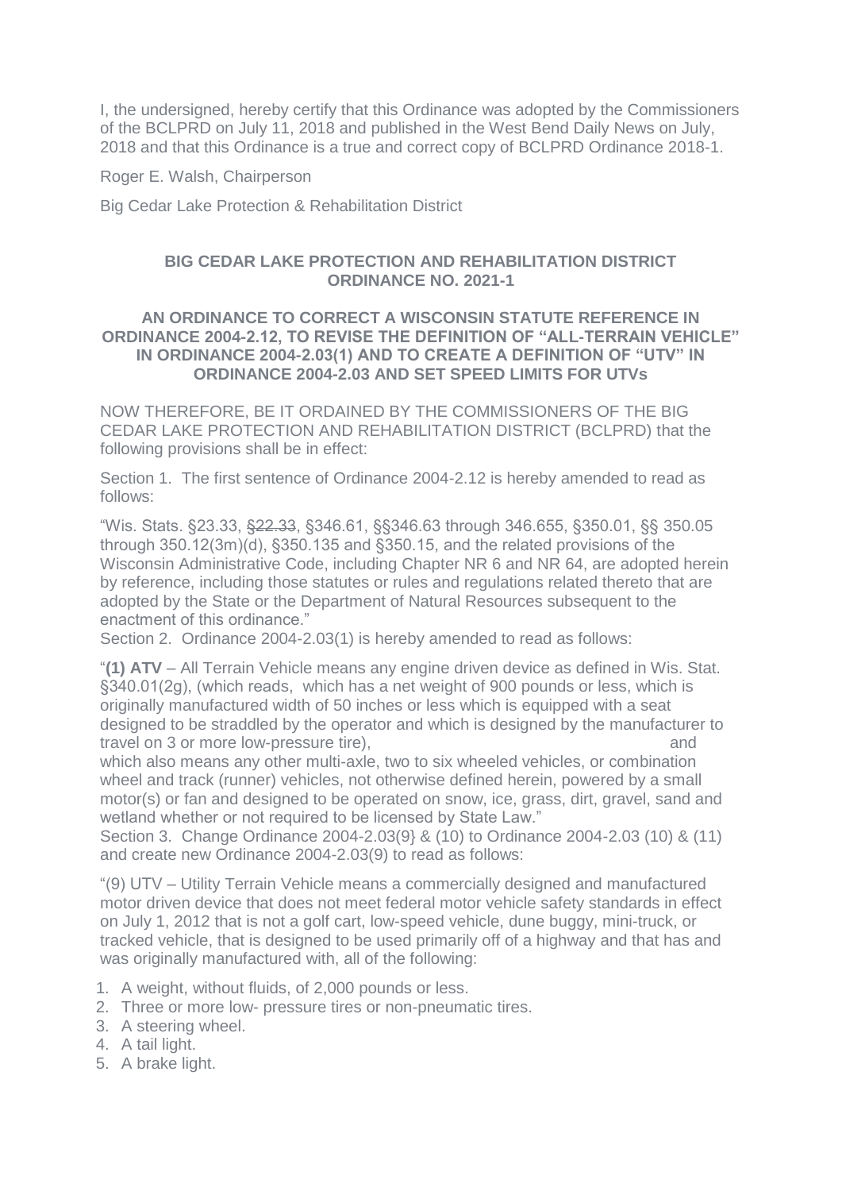I, the undersigned, hereby certify that this Ordinance was adopted by the Commissioners of the BCLPRD on July 11, 2018 and published in the West Bend Daily News on July, 2018 and that this Ordinance is a true and correct copy of BCLPRD Ordinance 2018-1.

Roger E. Walsh, Chairperson

Big Cedar Lake Protection & Rehabilitation District

## BIG CEDAR LAKE PROTECTION AND REHABILITATION DISTRICT ORDINANCE NO. 2021-1

### AN ORDINANCE TO CORRECT A WISCONSIN STATUTE REFERENCE IN ORDINANCE 2004-2.12, TO REVISE THE DEFINITION OF "ALL-TERRAIN VEHICLE" IN ORDINANCE 2004-2.03(1) AND TO CREATE A DEFINITION OF "UTV" IN ORDINANCE 2004-2.03 AND SET SPEED LIMITS FOR UTVs

NOW THEREFORE, BE IT ORDAINED BY THE COMMISSIONERS OF THE BIG CEDAR LAKE PROTECTION AND REHABILITATION DISTRICT (BCLPRD) that the following provisions shall be in effect:

Section 1. The first sentence of Ordinance 2004-2.12 is hereby amended to read as follows:

"Wis. Stats. §23.33, ~~§22.33~~, §346.61, §§346.63 through 346.655, §350.01, §§ 350.05 through 350.12(3m)(d), §350.135 and §350.15, and the related provisions of the Wisconsin Administrative Code, including Chapter NR 6 and NR 64, are adopted herein by reference, including those statutes or rules and regulations related thereto that are adopted by the State or the Department of Natural Resources subsequent to the enactment of this ordinance."

Section 2. Ordinance 2004-2.03(1) is hereby amended to read as follows:

"**(1) ATV** – All Terrain Vehicle means any engine driven device as defined in Wis. Stat. §340.01(2g), (which reads, which has a net weight of 900 pounds or less, which is originally manufactured width of 50 inches or less which is equipped with a seat designed to be straddled by the operator and which is designed by the manufacturer to travel on 3 or more low-pressure tire), and which also means any other multi-axle, two to six wheeled vehicles, or combination wheel and track (runner) vehicles, not otherwise defined herein, powered by a small motor(s) or fan and designed to be operated on snow, ice, grass, dirt, gravel, sand and wetland whether or not required to be licensed by State Law."

Section 3. Change Ordinance 2004-2.03(9} & (10) to Ordinance 2004-2.03 (10) & (11) and create new Ordinance 2004-2.03(9) to read as follows:

"(9) UTV – Utility Terrain Vehicle means a commercially designed and manufactured motor driven device that does not meet federal motor vehicle safety standards in effect on July 1, 2012 that is not a golf cart, low-speed vehicle, dune buggy, mini-truck, or tracked vehicle, that is designed to be used primarily off of a highway and that has and was originally manufactured with, all of the following:

1. A weight, without fluids, of 2,000 pounds or less.
2. Three or more low- pressure tires or non-pneumatic tires.
3. A steering wheel.
4. A tail light.
5. A brake light.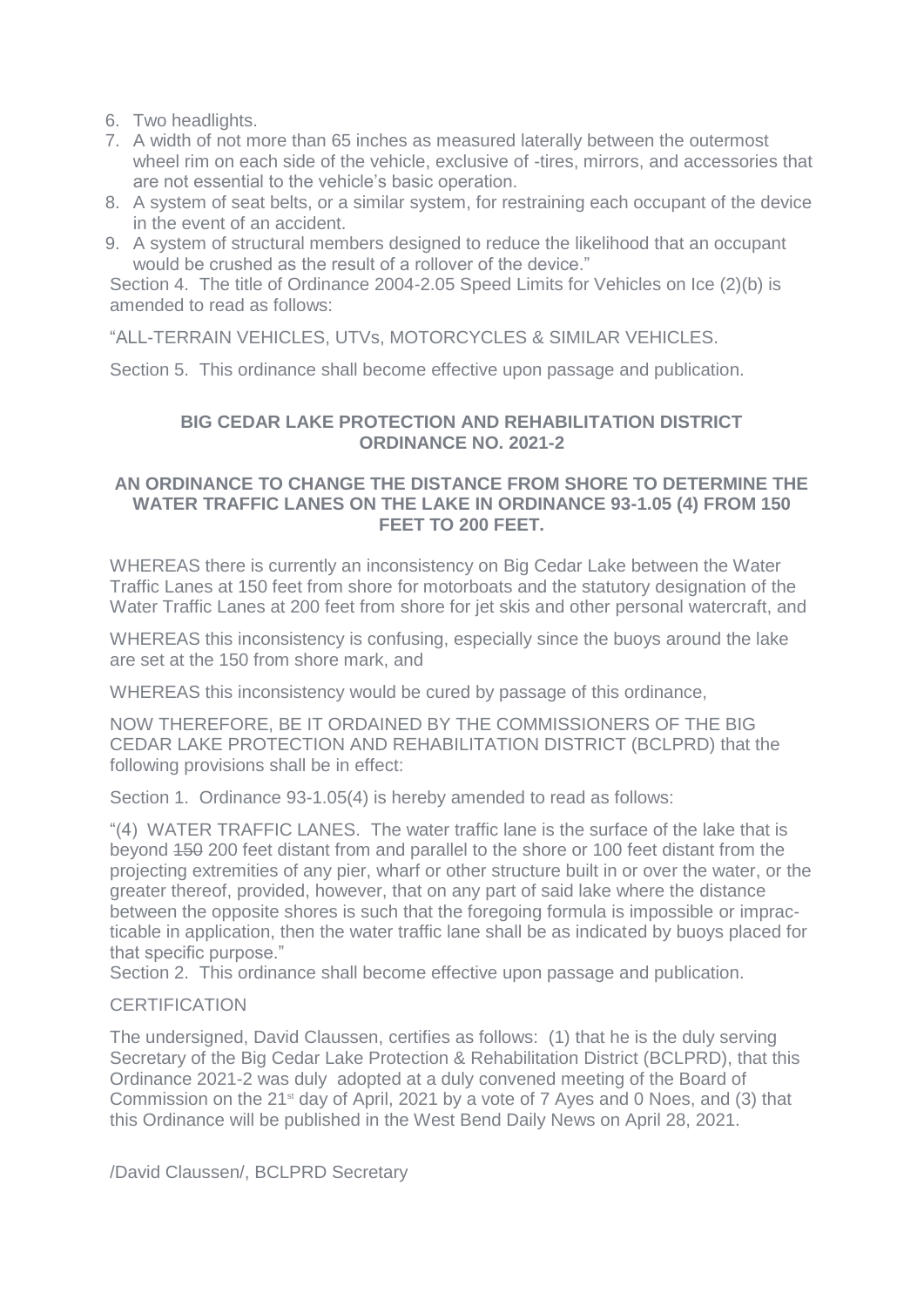6. Two headlights.
7. A width of not more than 65 inches as measured laterally between the outermost wheel rim on each side of the vehicle, exclusive of -tires, mirrors, and accessories that are not essential to the vehicle's basic operation.
8. A system of seat belts, or a similar system, for restraining each occupant of the device in the event of an accident.
9. A system of structural members designed to reduce the likelihood that an occupant would be crushed as the result of a rollover of the device."

Section 4. The title of Ordinance 2004-2.05 Speed Limits for Vehicles on Ice (2)(b) is amended to read as follows:

"ALL-TERRAIN VEHICLES, UTVs, MOTORCYCLES & SIMILAR VEHICLES.

Section 5. This ordinance shall become effective upon passage and publication.

**BIG CEDAR LAKE PROTECTION AND REHABILITATION DISTRICT ORDINANCE NO. 2021-2**

**AN ORDINANCE TO CHANGE THE DISTANCE FROM SHORE TO DETERMINE THE WATER TRAFFIC LANES ON THE LAKE IN ORDINANCE 93-1.05 (4) FROM 150 FEET TO 200 FEET.**

WHEREAS there is currently an inconsistency on Big Cedar Lake between the Water Traffic Lanes at 150 feet from shore for motorboats and the statutory designation of the Water Traffic Lanes at 200 feet from shore for jet skis and other personal watercraft, and

WHEREAS this inconsistency is confusing, especially since the buoys around the lake are set at the 150 from shore mark, and

WHEREAS this inconsistency would be cured by passage of this ordinance,

NOW THEREFORE, BE IT ORDAINED BY THE COMMISSIONERS OF THE BIG CEDAR LAKE PROTECTION AND REHABILITATION DISTRICT (BCLPRD) that the following provisions shall be in effect:

Section 1. Ordinance 93-1.05(4) is hereby amended to read as follows:

"(4) WATER TRAFFIC LANES. The water traffic lane is the surface of the lake that is beyond ~~150~~ 200 feet distant from and parallel to the shore or 100 feet distant from the projecting extremities of any pier, wharf or other structure built in or over the water, or the greater thereof, provided, however, that on any part of said lake where the distance between the opposite shores is such that the foregoing formula is impossible or impracticable in application, then the water traffic lane shall be as indicated by buoys placed for that specific purpose."

Section 2. This ordinance shall become effective upon passage and publication.

CERTIFICATION

The undersigned, David Claussen, certifies as follows: (1) that he is the duly serving Secretary of the Big Cedar Lake Protection & Rehabilitation District (BCLPRD), that this Ordinance 2021-2 was duly adopted at a duly convened meeting of the Board of Commission on the 21st day of April, 2021 by a vote of 7 Ayes and 0 Noes, and (3) that this Ordinance will be published in the West Bend Daily News on April 28, 2021.

/David Claussen/, BCLPRD Secretary